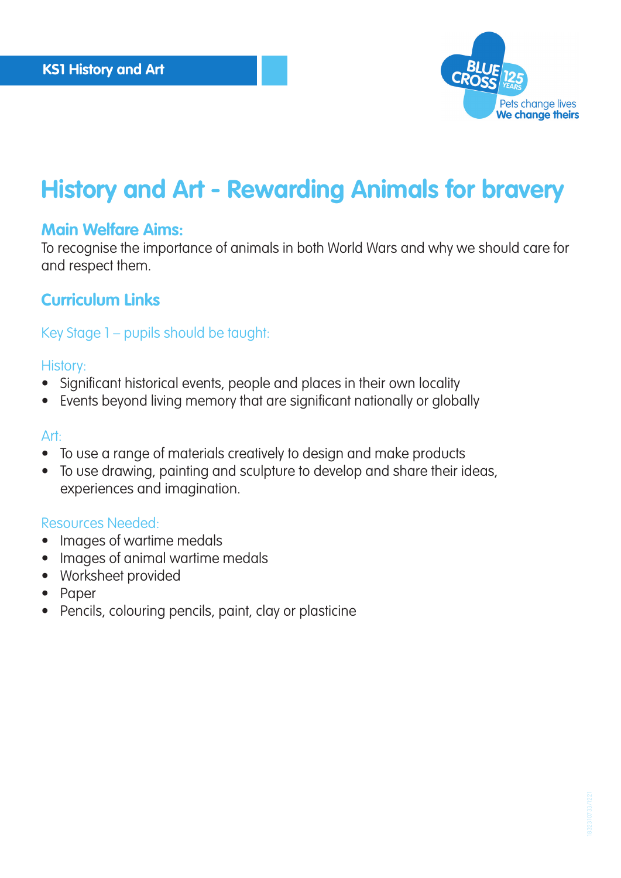KS1 History and Art

# History and Art - Rewarding Animals for bravery

## Main Welfare Aims:

To recognise the importance of animals in both World Wars and why we should care for and respect them.

## Curriculum Links

Key Stage 1 – pupils should be taught:

History:

- Significant historical events, people and places in their own locality
- Events beyond living memory that are significant nationally or globally

Art:

- To use a range of materials creatively to design and make products
- To use drawing, painting and sculpture to develop and share their ideas, experiences and imagination.

Resources Needed:

- Images of wartime medals
- Images of animal wartime medals
- Worksheet provided
- Paper
- Pencils, colouring pencils, paint, clay or plasticine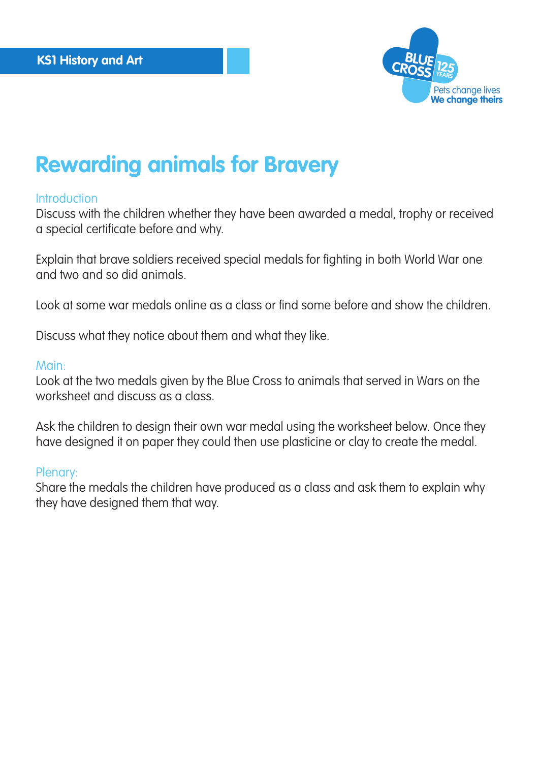KS1 History and Art

# Rewarding animals for Bravery

## Introduction

Discuss with the children whether they have been awarded a medal, trophy or received a special certificate before and why.

Explain that brave soldiers received special medals for fighting in both World War one and two and so did animals.

Look at some war medals online as a class or find some before and show the children.

Discuss what they notice about them and what they like.

## Main:

Look at the two medals given by the Blue Cross to animals that served in Wars on the worksheet and discuss as a class.

Ask the children to design their own war medal using the worksheet below. Once they have designed it on paper they could then use plasticine or clay to create the medal.

## Plenary:

Share the medals the children have produced as a class and ask them to explain why they have designed them that way.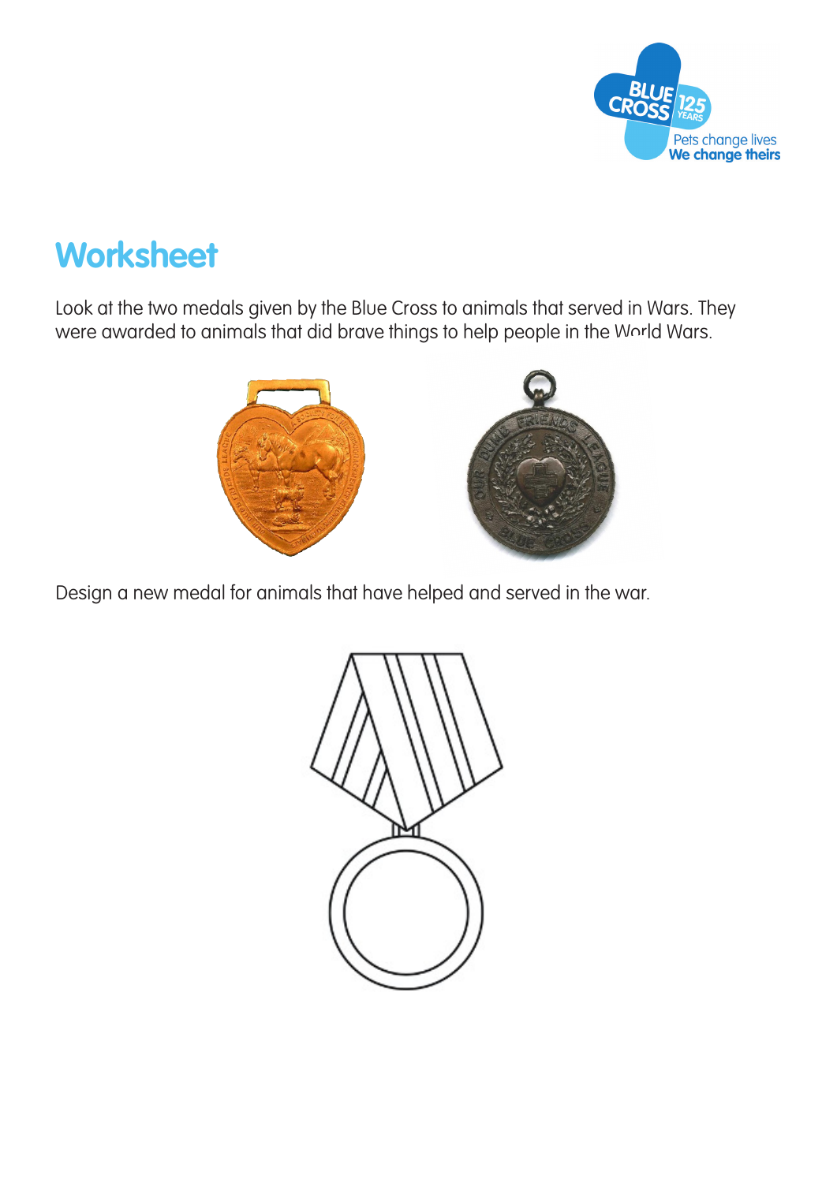# Worksheet

Look at the two medals given by the Blue Cross to animals that served in Wars. They were awarded to animals that did brave things to help people in the World Wars.

Design a new medal for animals that have helped and served in the war.